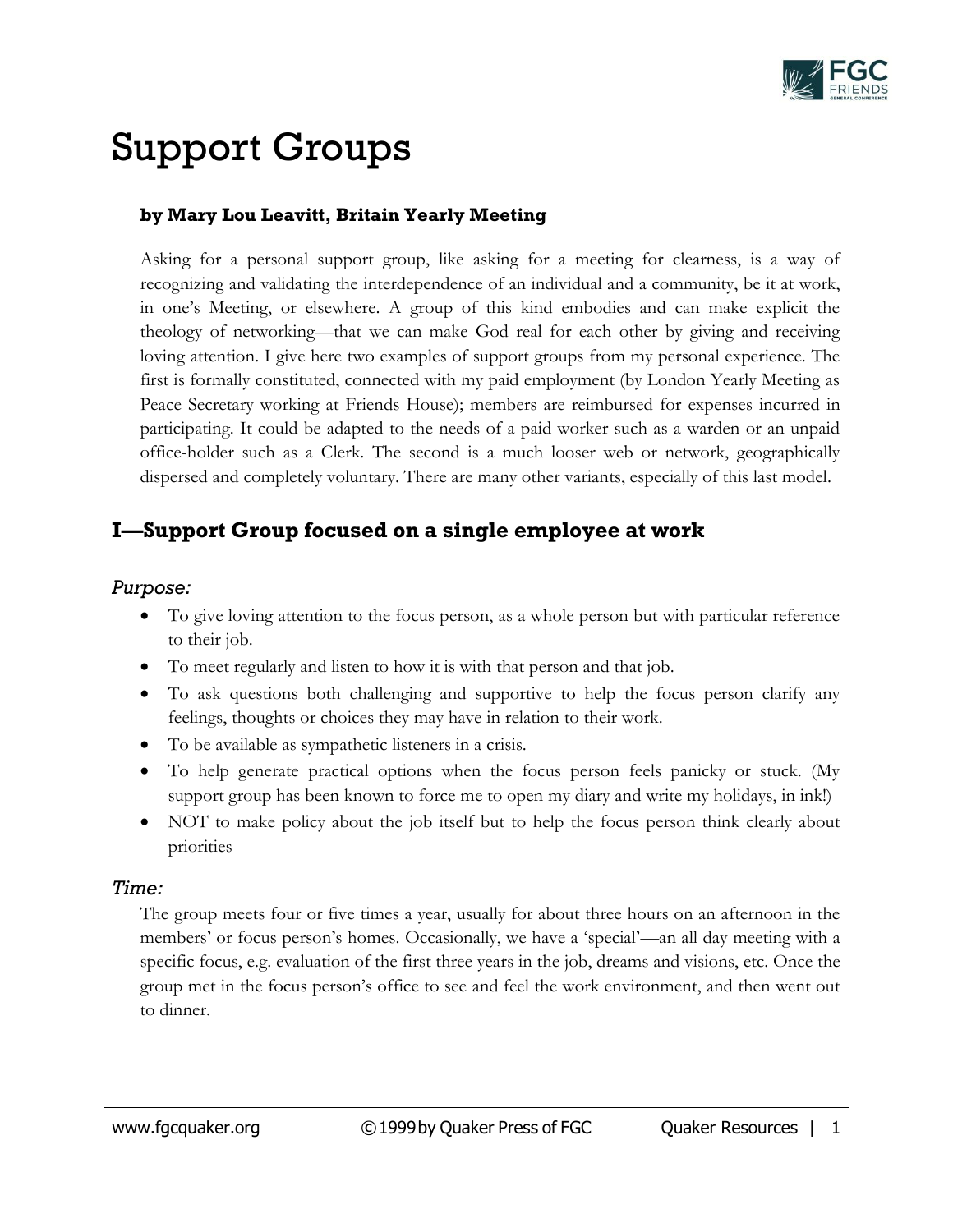# Support Groups

**by Mary Lou Leavitt, Britain Yearly Meeting**

Asking for a personal support group, like asking for a meeting for clearness, is a way of recognizing and validating the interdependence of an individual and a community, be it at work, in one's Meeting, or elsewhere. A group of this kind embodies and can make explicit the theology of networking—that we can make God real for each other by giving and receiving loving attention. I give here two examples of support groups from my personal experience. The first is formally constituted, connected with my paid employment (by London Yearly Meeting as Peace Secretary working at Friends House); members are reimbursed for expenses incurred in participating. It could be adapted to the needs of a paid worker such as a warden or an unpaid office-holder such as a Clerk. The second is a much looser web or network, geographically dispersed and completely voluntary. There are many other variants, especially of this last model.

## I—Support Group focused on a single employee at work

### *Purpose:*

- To give loving attention to the focus person, as a whole person but with particular reference to their job.
- To meet regularly and listen to how it is with that person and that job.
- To ask questions both challenging and supportive to help the focus person clarify any feelings, thoughts or choices they may have in relation to their work.
- To be available as sympathetic listeners in a crisis.
- To help generate practical options when the focus person feels panicky or stuck. (My support group has been known to force me to open my diary and write my holidays, in ink!)
- NOT to make policy about the job itself but to help the focus person think clearly about priorities

### *Time:*

The group meets four or five times a year, usually for about three hours on an afternoon in the members' or focus person's homes. Occasionally, we have a 'special'—an all day meeting with a specific focus, e.g. evaluation of the first three years in the job, dreams and visions, etc. Once the group met in the focus person's office to see and feel the work environment, and then went out to dinner.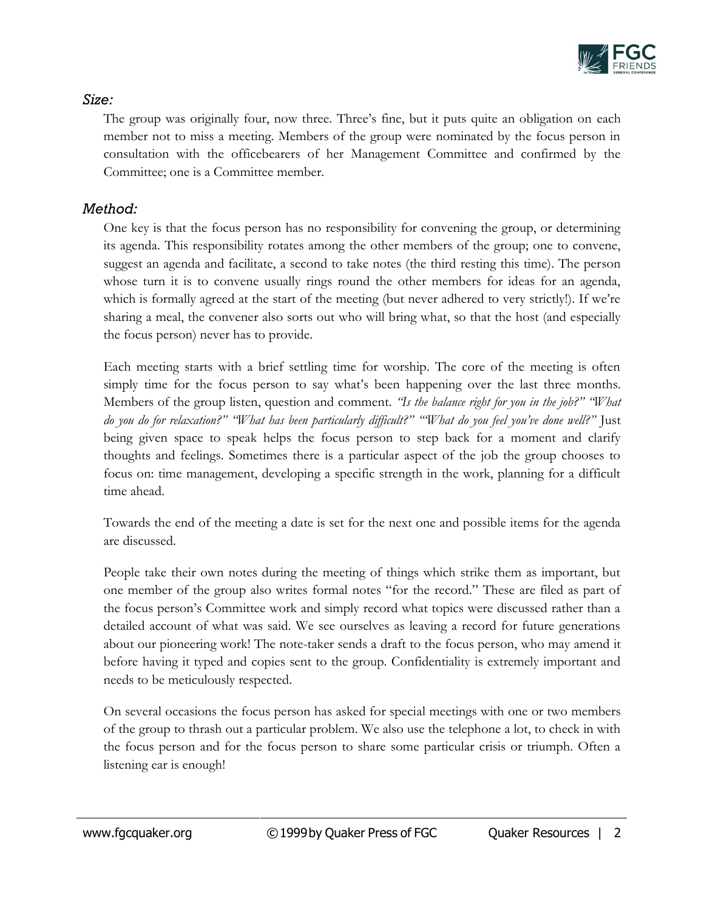### *Size:*

The group was originally four, now three. Three's fine, but it puts quite an obligation on each member not to miss a meeting. Members of the group were nominated by the focus person in consultation with the officebearers of her Management Committee and confirmed by the Committee; one is a Committee member.

### *Method:*

One key is that the focus person has no responsibility for convening the group, or determining its agenda. This responsibility rotates among the other members of the group; one to convene, suggest an agenda and facilitate, a second to take notes (the third resting this time). The person whose turn it is to convene usually rings round the other members for ideas for an agenda, which is formally agreed at the start of the meeting (but never adhered to very strictly!). If we're sharing a meal, the convener also sorts out who will bring what, so that the host (and especially the focus person) never has to provide.

Each meeting starts with a brief settling time for worship. The core of the meeting is often simply time for the focus person to say what's been happening over the last three months. Members of the group listen, question and comment. *"Is the balance right for you in the job?" "What do you do for relaxation?" "What has been particularly difficult?" "What do you feel you've done well?"* Just being given space to speak helps the focus person to step back for a moment and clarify thoughts and feelings. Sometimes there is a particular aspect of the job the group chooses to focus on: time management, developing a specific strength in the work, planning for a difficult time ahead.

Towards the end of the meeting a date is set for the next one and possible items for the agenda are discussed.

People take their own notes during the meeting of things which strike them as important, but one member of the group also writes formal notes "for the record." These are filed as part of the focus person's Committee work and simply record what topics were discussed rather than a detailed account of what was said. We see ourselves as leaving a record for future generations about our pioneering work! The note-taker sends a draft to the focus person, who may amend it before having it typed and copies sent to the group. Confidentiality is extremely important and needs to be meticulously respected.

On several occasions the focus person has asked for special meetings with one or two members of the group to thrash out a particular problem. We also use the telephone a lot, to check in with the focus person and for the focus person to share some particular crisis or triumph. Often a listening ear is enough!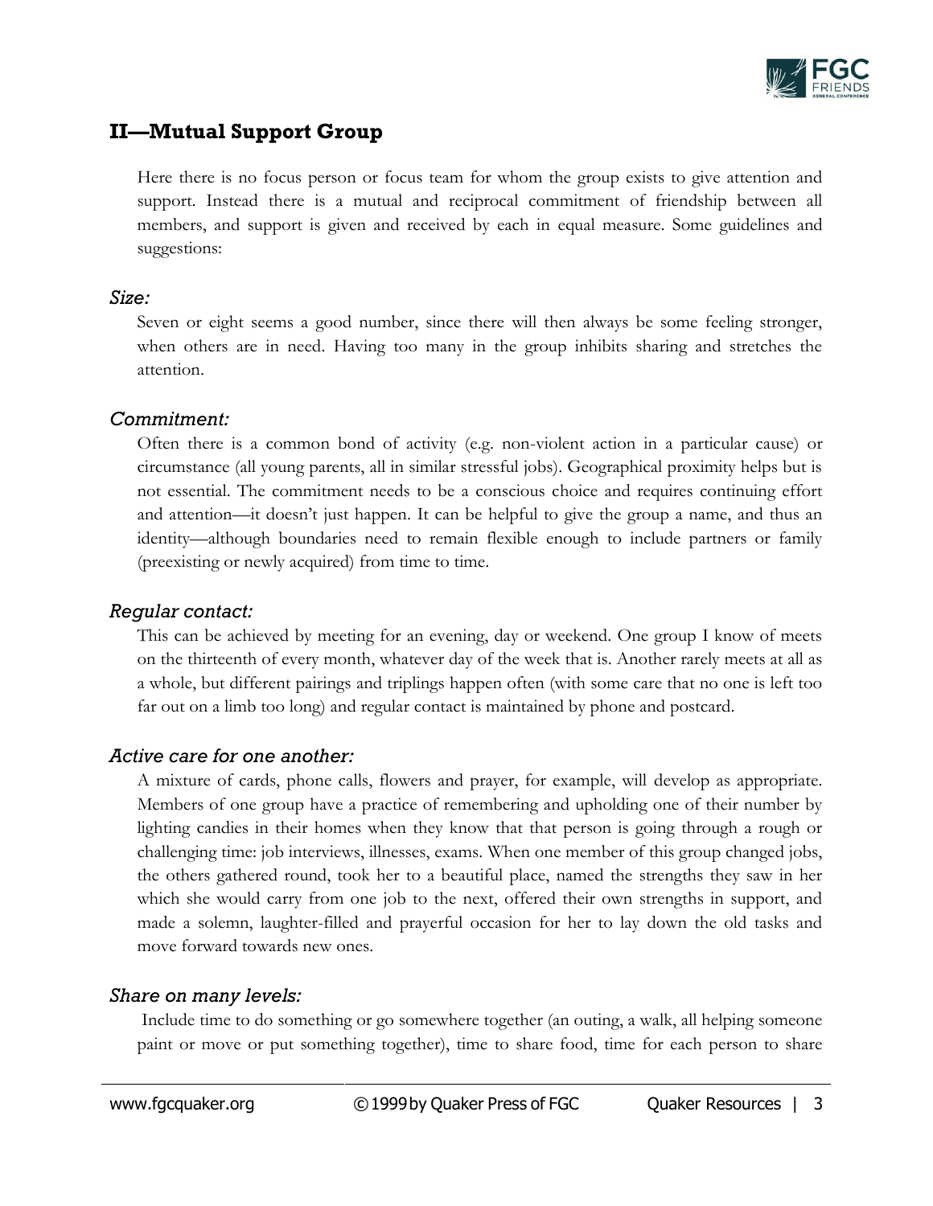## II—Mutual Support Group

Here there is no focus person or focus team for whom the group exists to give attention and support. Instead there is a mutual and reciprocal commitment of friendship between all members, and support is given and received by each in equal measure. Some guidelines and suggestions:

*Size:*

Seven or eight seems a good number, since there will then always be some feeling stronger, when others are in need. Having too many in the group inhibits sharing and stretches the attention.

*Commitment:*

Often there is a common bond of activity (e.g. non-violent action in a particular cause) or circumstance (all young parents, all in similar stressful jobs). Geographical proximity helps but is not essential. The commitment needs to be a conscious choice and requires continuing effort and attention—it doesn't just happen. It can be helpful to give the group a name, and thus an identity—although boundaries need to remain flexible enough to include partners or family (preexisting or newly acquired) from time to time.

*Regular contact:*

This can be achieved by meeting for an evening, day or weekend. One group I know of meets on the thirteenth of every month, whatever day of the week that is. Another rarely meets at all as a whole, but different pairings and triplings happen often (with some care that no one is left too far out on a limb too long) and regular contact is maintained by phone and postcard.

*Active care for one another:*

A mixture of cards, phone calls, flowers and prayer, for example, will develop as appropriate. Members of one group have a practice of remembering and upholding one of their number by lighting candies in their homes when they know that that person is going through a rough or challenging time: job interviews, illnesses, exams. When one member of this group changed jobs, the others gathered round, took her to a beautiful place, named the strengths they saw in her which she would carry from one job to the next, offered their own strengths in support, and made a solemn, laughter-filled and prayerful occasion for her to lay down the old tasks and move forward towards new ones.

*Share on many levels:*

Include time to do something or go somewhere together (an outing, a walk, all helping someone paint or move or put something together), time to share food, time for each person to share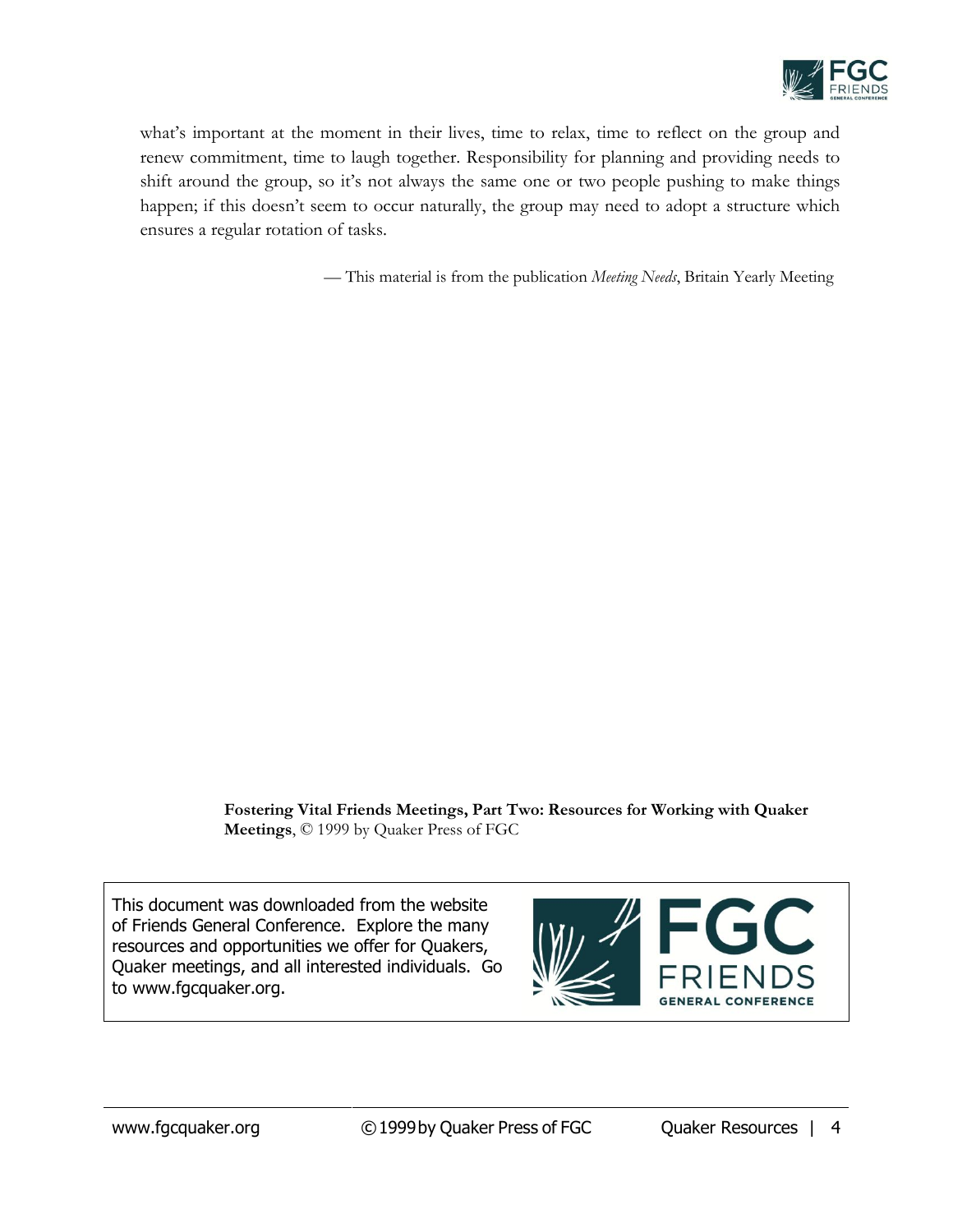what's important at the moment in their lives, time to relax, time to reflect on the group and renew commitment, time to laugh together. Responsibility for planning and providing needs to shift around the group, so it's not always the same one or two people pushing to make things happen; if this doesn't seem to occur naturally, the group may need to adopt a structure which ensures a regular rotation of tasks.

— This material is from the publication *Meeting Needs*, Britain Yearly Meeting

**Fostering Vital Friends Meetings, Part Two: Resources for Working with Quaker Meetings**, © 1999 by Quaker Press of FGC

This document was downloaded from the website of Friends General Conference. Explore the many resources and opportunities we offer for Quakers, Quaker meetings, and all interested individuals. Go to www.fgcquaker.org.